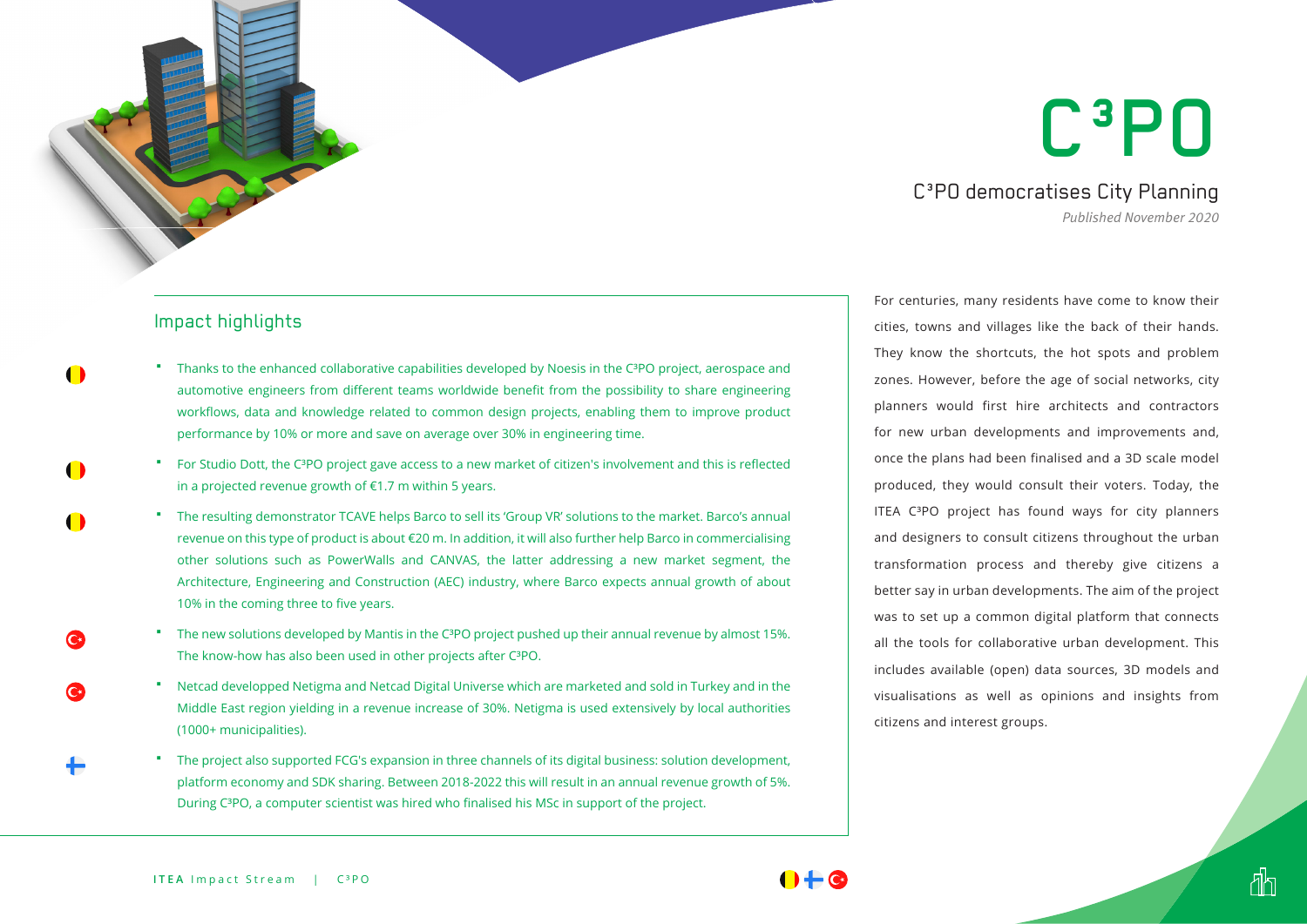# C³PO

## C³PO democratises City Planning

*Published November 2020*

For centuries, many residents have come to know their cities, towns and villages like the back of their hands. They know the shortcuts, the hot spots and problem zones. However, before the age of social networks, city planners would first hire architects and contractors for new urban developments and improvements and, once the plans had been finalised and a 3D scale model produced, they would consult their voters. Today, the ITEA C³PO project has found ways for city planners and designers to consult citizens throughout the urban transformation process and thereby give citizens a better say in urban developments. The aim of the project was to set up a common digital platform that connects all the tools for collaborative urban development. This includes available (open) data sources, 3D models and visualisations as well as opinions and insights from citizens and interest groups.

### Impact highlights

- Thanks to the enhanced collaborative capabilities developed by Noesis in the C³PO project, aerospace and automotive engineers from different teams worldwide benefit from the possibility to share engineering workflows, data and knowledge related to common design projects, enabling them to improve product performance by 10% or more and save on average over 30% in engineering time.
- For Studio Dott, the C³PO project gave access to a new market of citizen's involvement and this is reflected in a projected revenue growth of €1.7 m within 5 years.
- The resulting demonstrator TCAVE helps Barco to sell its 'Group VR' solutions to the market. Barco's annual revenue on this type of product is about €20 m. In addition, it will also further help Barco in commercialising other solutions such as PowerWalls and CANVAS, the latter addressing a new market segment, the Architecture, Engineering and Construction (AEC) industry, where Barco expects annual growth of about 10% in the coming three to five years.
- The new solutions developed by Mantis in the C³PO project pushed up their annual revenue by almost 15%. The know-how has also been used in other projects after C³PO.
- Netcad developped Netigma and Netcad Digital Universe which are marketed and sold in Turkey and in the Middle East region yielding in a revenue increase of 30%. Netigma is used extensively by local authorities (1000+ municipalities).
- The project also supported FCG's expansion in three channels of its digital business: solution development, platform economy and SDK sharing. Between 2018-2022 this will result in an annual revenue growth of 5%. During C³PO, a computer scientist was hired who finalised his MSc in support of the project.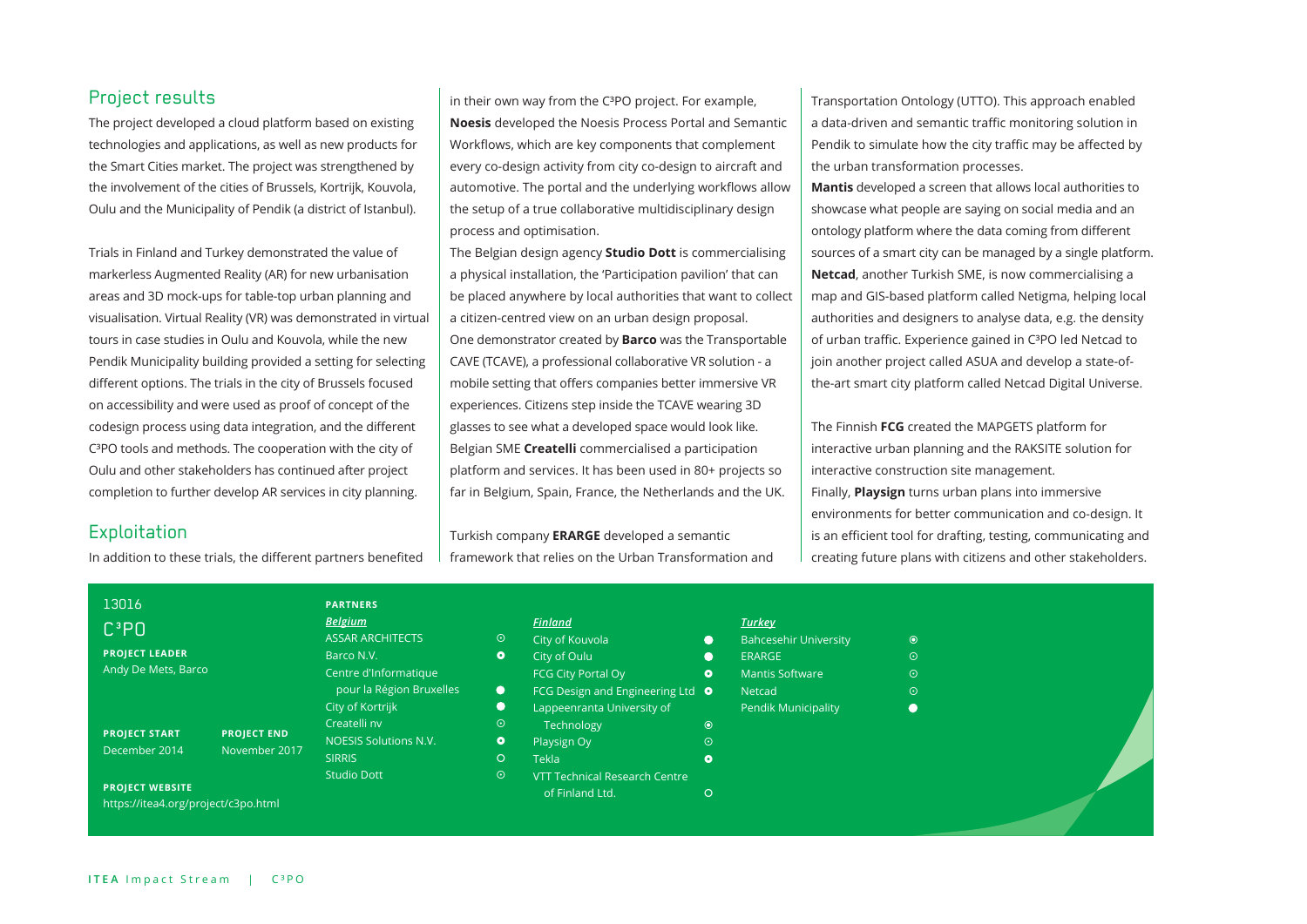## Project results

The project developed a cloud platform based on existing technologies and applications, as well as new products for the Smart Cities market. The project was strengthened by the involvement of the cities of Brussels, Kortrijk, Kouvola, Oulu and the Municipality of Pendik (a district of Istanbul).

Trials in Finland and Turkey demonstrated the value of markerless Augmented Reality (AR) for new urbanisation areas and 3D mock-ups for table-top urban planning and visualisation. Virtual Reality (VR) was demonstrated in virtual tours in case studies in Oulu and Kouvola, while the new Pendik Municipality building provided a setting for selecting different options. The trials in the city of Brussels focused on accessibility and were used as proof of concept of the codesign process using data integration, and the different C³PO tools and methods. The cooperation with the city of Oulu and other stakeholders has continued after project completion to further develop AR services in city planning.

## Exploitation

In addition to these trials, the different partners benefited in their own way from the C³PO project. For example, **Noesis** developed the Noesis Process Portal and Semantic Workflows, which are key components that complement every co-design activity from city co-design to aircraft and automotive. The portal and the underlying workflows allow the setup of a true collaborative multidisciplinary design process and optimisation.

The Belgian design agency **Studio Dott** is commercialising a physical installation, the 'Participation pavilion' that can be placed anywhere by local authorities that want to collect a citizen-centred view on an urban design proposal.

One demonstrator created by **Barco** was the Transportable CAVE (TCAVE), a professional collaborative VR solution - a mobile setting that offers companies better immersive VR experiences. Citizens step inside the TCAVE wearing 3D glasses to see what a developed space would look like.

Belgian SME **Createlli** commercialised a participation platform and services. It has been used in 80+ projects so far in Belgium, Spain, France, the Netherlands and the UK.

Turkish company **ERARGE** developed a semantic framework that relies on the Urban Transformation and Transportation Ontology (UTTO). This approach enabled a data-driven and semantic traffic monitoring solution in Pendik to simulate how the city traffic may be affected by the urban transformation processes.

**Mantis** developed a screen that allows local authorities to showcase what people are saying on social media and an ontology platform where the data coming from different sources of a smart city can be managed by a single platform.

**Netcad**, another Turkish SME, is now commercialising a map and GIS-based platform called Netigma, helping local authorities and designers to analyse data, e.g. the density of urban traffic. Experience gained in C³PO led Netcad to join another project called ASUA and develop a state-of-the-art smart city platform called Netcad Digital Universe.

The Finnish **FCG** created the MAPGETS platform for interactive urban planning and the RAKSITE solution for interactive construction site management.

Finally, **Playsign** turns urban plans into immersive environments for better communication and co-design. It is an efficient tool for drafting, testing, communicating and creating future plans with citizens and other stakeholders.

13016

C³PO

**PROJECT LEADER**
Andy De Mets, Barco

**PROJECT START**
December 2014

**PROJECT END**
November 2017

**PROJECT WEBSITE**
https://itea4.org/project/c3po.html

**PARTNERS**

***Belgium***
- ASSAR ARCHITECTS
- Barco N.V.
- Centre d'Informatique pour la Région Bruxelles
- City of Kortrijk
- Createlli nv
- NOESIS Solutions N.V.
- SIRRIS
- Studio Dott

***Finland***
- City of Kouvola
- City of Oulu
- FCG City Portal Oy
- FCG Design and Engineering Ltd
- Lappeenranta University of Technology
- Playsign Oy
- Tekla
- VTT Technical Research Centre of Finland Ltd.

***Turkey***
- Bahcesehir University
- ERARGE
- Mantis Software
- Netcad
- Pendik Municipality